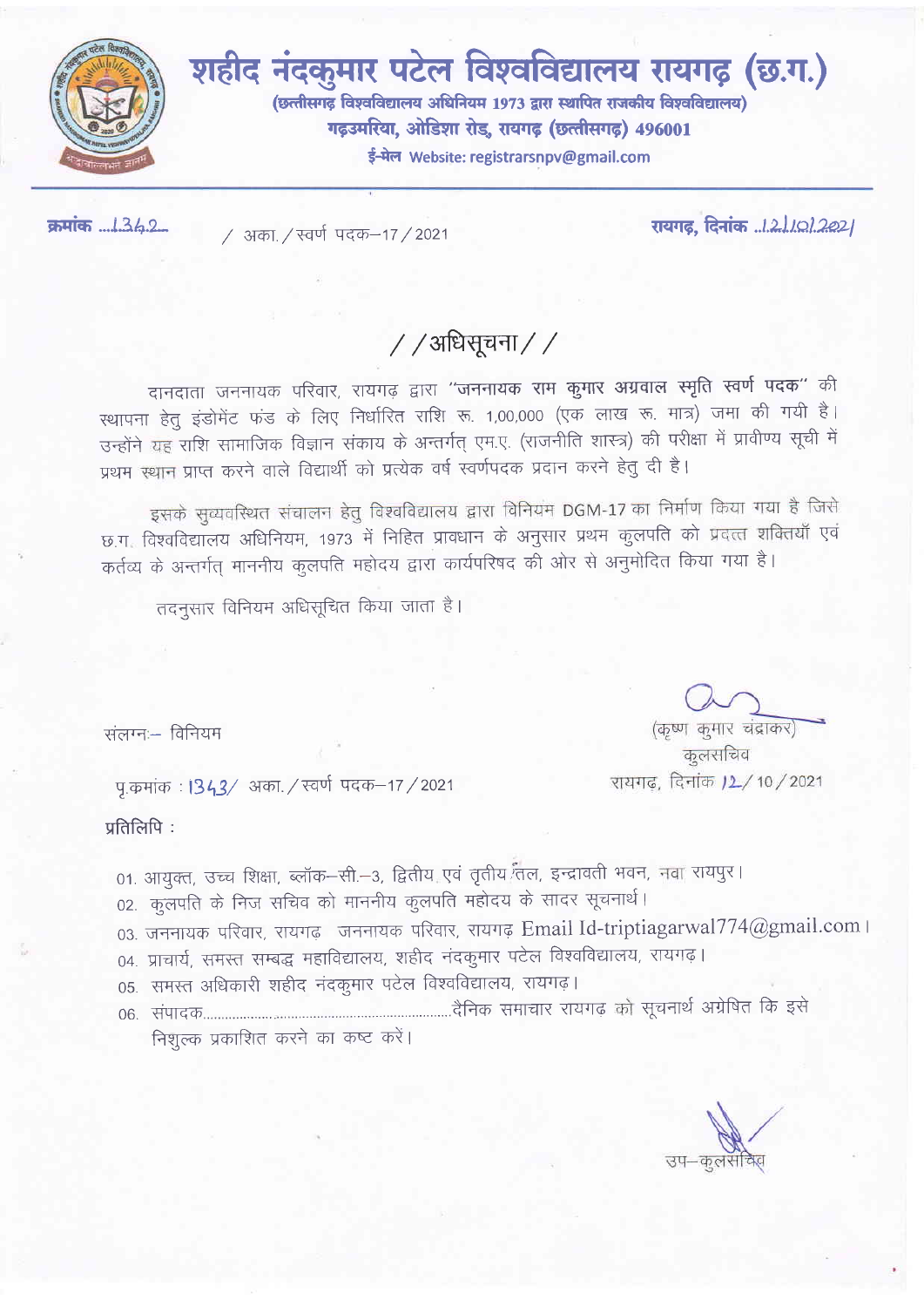# शहीद नंदकुमार पटेल विश्वविद्यालय रायगढ़ (छ.ग.)

**(छत्तीसगढ़ विश्वविद्यालय अधिनियम 1973 द्वारा स्थापित राजकीय विश्वविद्यालय)**

**गढ़उमरिया, ओडिशा रोड, रायगढ़ (छत्तीसगढ़) 496001**

**ई-मेल Website: registrarsnpv@gmail.com**

**क्रमांक** ...1362... / अका./स्वर्ण पदक–17/2021 **रायगढ़, दिनांक** ..12/10/2021

## //अधिसूचना//

दानदाता जननायक परिवार, रायगढ़ द्वारा "जननायक राम कुमार अग्रवाल स्मृति स्वर्ण पदक" की स्थापना हेतु इंडोमेंट फंड के लिए निर्धारित राशि रू. 1,00,000 (एक लाख रू. मात्र) जमा की गयी है। उन्होंने यह राशि सामाजिक विज्ञान संकाय के अन्तर्गत् एम.ए. (राजनीति शास्त्र) की परीक्षा में प्रावीण्य सूची में प्रथम स्थान प्राप्त करने वाले विद्यार्थी को प्रत्येक वर्ष स्वर्णपदक प्रदान करने हेतु दी है।

इसके सुव्यवस्थित संचालन हेतु विश्वविद्यालय द्वारा विनियम DGM-17 का निर्माण किया गया है जिसे छ.ग. विश्वविद्यालय अधिनियम, 1973 में निहित प्रावधान के अनुसार प्रथम कुलपति को प्रदत्त शक्तियाँ एवं कर्तव्य के अन्तर्गत् माननीय कुलपति महोदय द्वारा कार्यपरिषद की ओर से अनुमोदित किया गया है।

तदनुसार विनियम अधिसूचित किया जाता है।

संलग्नः– विनियम

(कृष्ण कुमार चंद्राकर)
कुलसचिव

पृ.कमांक : 1343/ अका./स्वर्ण पदक–17/2021 रायगढ़, दिनांक 12/10/2021

प्रतिलिपि :

01. आयुक्त, उच्च शिक्षा, ब्लॉक–सी.–3, द्वितीय एवं तृतीय तल, इन्द्रावती भवन, नवा रायपुर।
02. कुलपति के निज सचिव को माननीय कुलपति महोदय के सादर सूचनार्थ।
03. जननायक परिवार, रायगढ़ जननायक परिवार, रायगढ़ Email Id-triptiagarwal774@gmail.com।
04. प्राचार्य, समस्त सम्बद्ध महाविद्यालय, शहीद नंदकुमार पटेल विश्वविद्यालय, रायगढ़।
05. समस्त अधिकारी शहीद नंदकुमार पटेल विश्वविद्यालय, रायगढ़।
06. संपादक.................................................................दैनिक समाचार रायगढ़ को सूचनार्थ अग्रेषित कि इसे निशुल्क प्रकाशित करने का कष्ट करें।

उप–कुलसचिव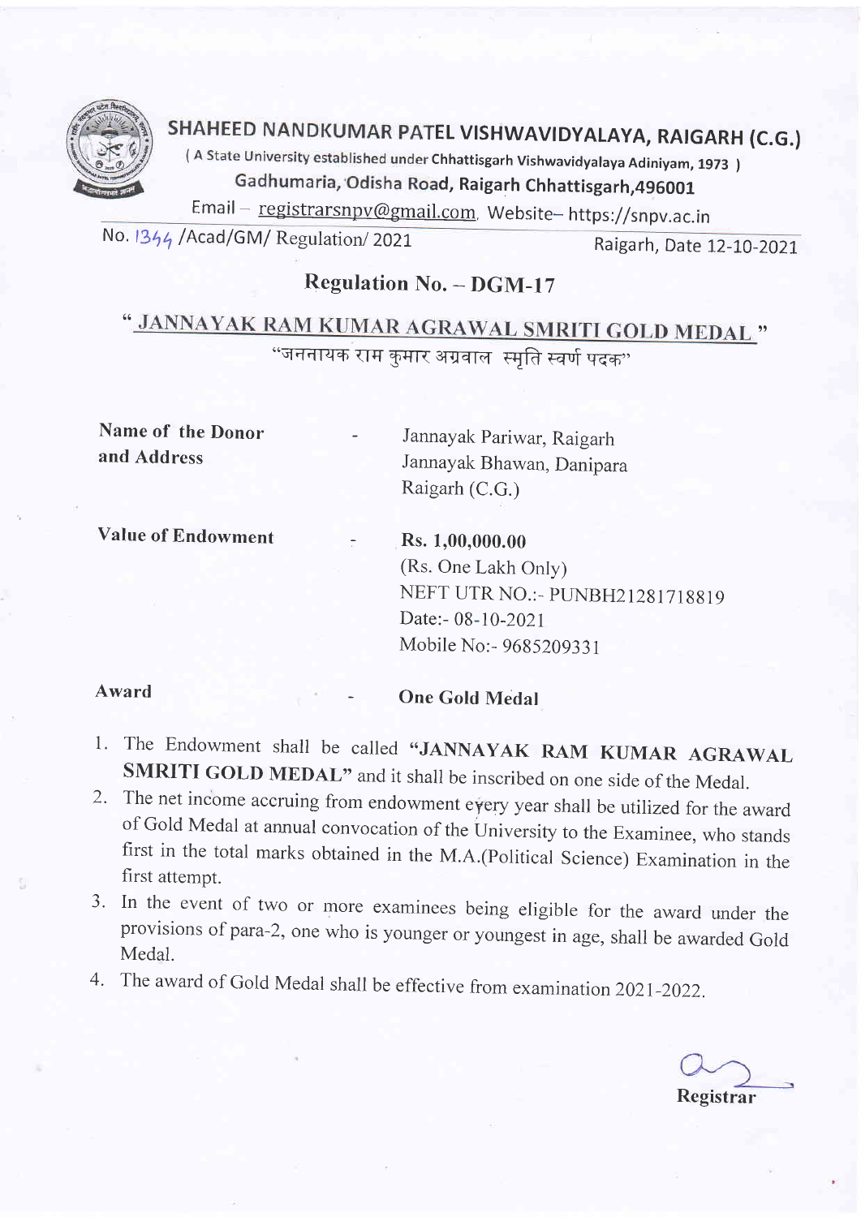# SHAHEED NANDKUMAR PATEL VISHWAVIDYALAYA, RAIGARH (C.G.)

( A State University established under Chhattisgarh Vishwavidyalaya Adiniyam, 1973 )

Gadhumaria, Odisha Road, Raigarh Chhattisgarh,496001

Email – registrarsnpv@gmail.com, Website– https://snpv.ac.in

No. 1344 /Acad/GM/ Regulation/ 2021 | Raigarh, Date 12-10-2021

## Regulation No. – DGM-17

## " JANNAYAK RAM KUMAR AGRAWAL SMRITI GOLD MEDAL "

"जननायक राम कुमार अग्रवाल स्मृति स्वर्ण पदक"

**Name of the Donor and Address** - Jannayak Pariwar, Raigarh
Jannayak Bhawan, Danipara
Raigarh (C.G.)

**Value of Endowment** - **Rs. 1,00,000.00**
(Rs. One Lakh Only)
NEFT UTR NO.:- PUNBH21281718819
Date:- 08-10-2021
Mobile No:- 9685209331

**Award** - **One Gold Medal**

1. The Endowment shall be called **"JANNAYAK RAM KUMAR AGRAWAL SMRITI GOLD MEDAL"** and it shall be inscribed on one side of the Medal.
2. The net income accruing from endowment every year shall be utilized for the award of Gold Medal at annual convocation of the University to the Examinee, who stands first in the total marks obtained in the M.A.(Political Science) Examination in the first attempt.
3. In the event of two or more examinees being eligible for the award under the provisions of para-2, one who is younger or youngest in age, shall be awarded Gold Medal.
4. The award of Gold Medal shall be effective from examination 2021-2022.

**Registrar**